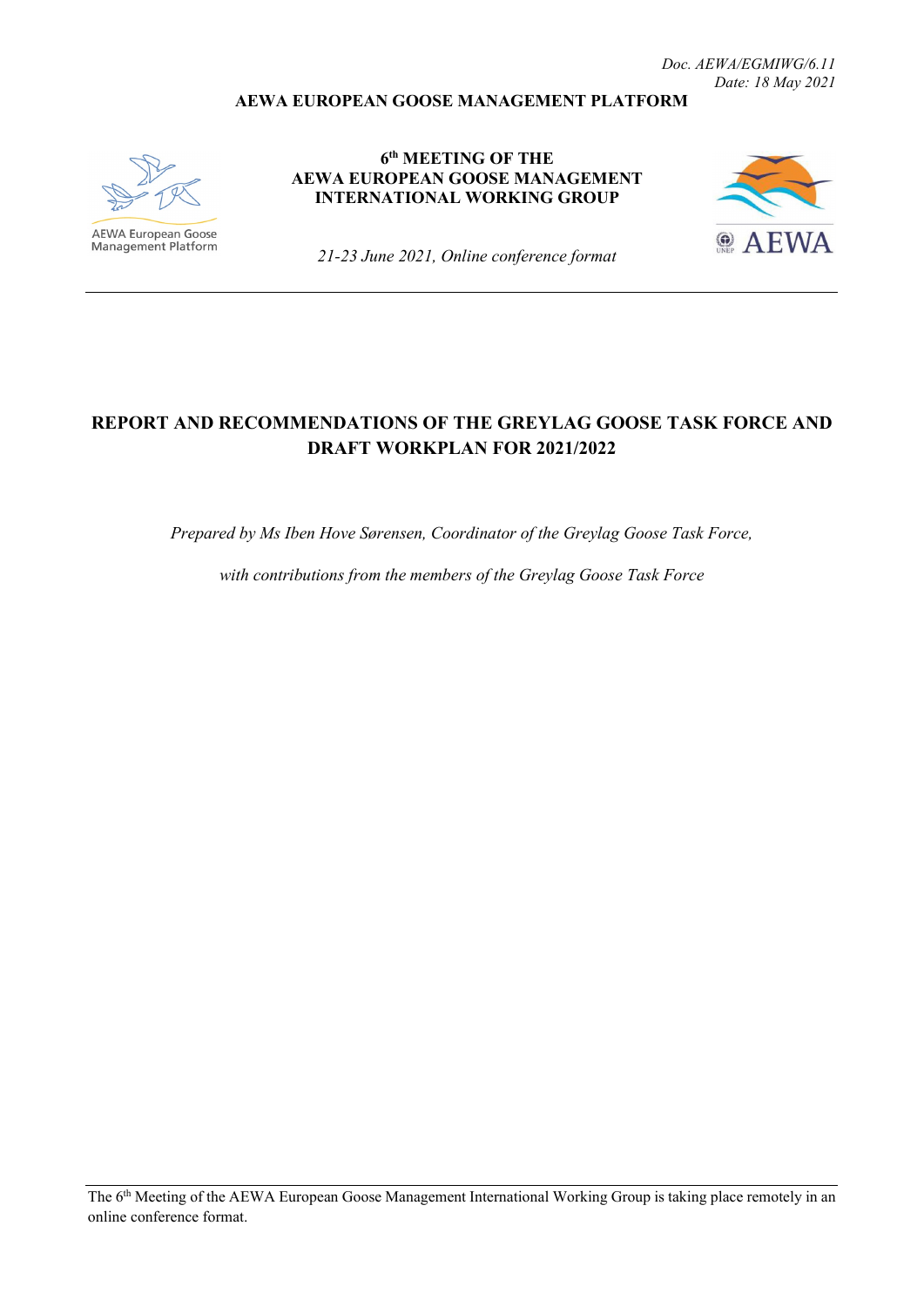*Doc. AEWA/EGMIWG/6.11*
*Date: 18 May 2021*

**AEWA EUROPEAN GOOSE MANAGEMENT PLATFORM**

AEWA European Goose Management Platform

**6th MEETING OF THE AEWA EUROPEAN GOOSE MANAGEMENT INTERNATIONAL WORKING GROUP**

*21-23 June 2021, Online conference format*

AEWA

# REPORT AND RECOMMENDATIONS OF THE GREYLAG GOOSE TASK FORCE AND DRAFT WORKPLAN FOR 2021/2022

*Prepared by Ms Iben Hove Sørensen, Coordinator of the Greylag Goose Task Force,*

*with contributions from the members of the Greylag Goose Task Force*

The 6th Meeting of the AEWA European Goose Management International Working Group is taking place remotely in an online conference format.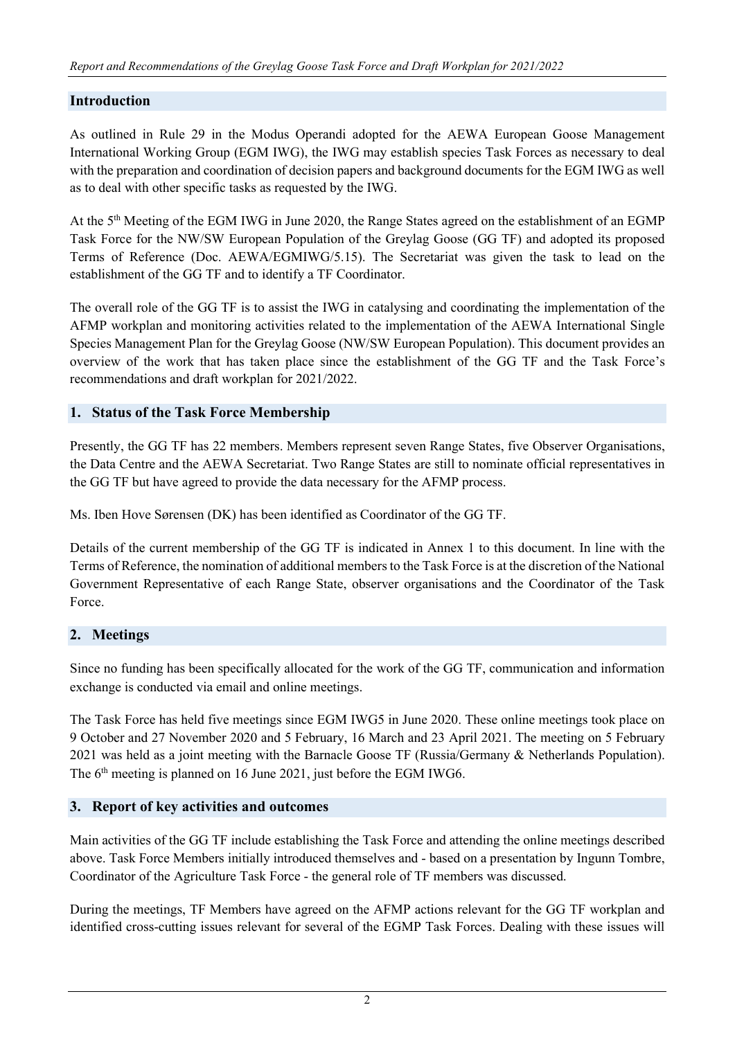## Introduction

As outlined in Rule 29 in the Modus Operandi adopted for the AEWA European Goose Management International Working Group (EGM IWG), the IWG may establish species Task Forces as necessary to deal with the preparation and coordination of decision papers and background documents for the EGM IWG as well as to deal with other specific tasks as requested by the IWG.

At the 5th Meeting of the EGM IWG in June 2020, the Range States agreed on the establishment of an EGMP Task Force for the NW/SW European Population of the Greylag Goose (GG TF) and adopted its proposed Terms of Reference (Doc. AEWA/EGMIWG/5.15). The Secretariat was given the task to lead on the establishment of the GG TF and to identify a TF Coordinator.

The overall role of the GG TF is to assist the IWG in catalysing and coordinating the implementation of the AFMP workplan and monitoring activities related to the implementation of the AEWA International Single Species Management Plan for the Greylag Goose (NW/SW European Population). This document provides an overview of the work that has taken place since the establishment of the GG TF and the Task Force's recommendations and draft workplan for 2021/2022.

## 1. Status of the Task Force Membership

Presently, the GG TF has 22 members. Members represent seven Range States, five Observer Organisations, the Data Centre and the AEWA Secretariat. Two Range States are still to nominate official representatives in the GG TF but have agreed to provide the data necessary for the AFMP process.

Ms. Iben Hove Sørensen (DK) has been identified as Coordinator of the GG TF.

Details of the current membership of the GG TF is indicated in Annex 1 to this document. In line with the Terms of Reference, the nomination of additional members to the Task Force is at the discretion of the National Government Representative of each Range State, observer organisations and the Coordinator of the Task Force.

## 2. Meetings

Since no funding has been specifically allocated for the work of the GG TF, communication and information exchange is conducted via email and online meetings.

The Task Force has held five meetings since EGM IWG5 in June 2020. These online meetings took place on 9 October and 27 November 2020 and 5 February, 16 March and 23 April 2021. The meeting on 5 February 2021 was held as a joint meeting with the Barnacle Goose TF (Russia/Germany & Netherlands Population). The 6th meeting is planned on 16 June 2021, just before the EGM IWG6.

## 3. Report of key activities and outcomes

Main activities of the GG TF include establishing the Task Force and attending the online meetings described above. Task Force Members initially introduced themselves and - based on a presentation by Ingunn Tombre, Coordinator of the Agriculture Task Force - the general role of TF members was discussed.

During the meetings, TF Members have agreed on the AFMP actions relevant for the GG TF workplan and identified cross-cutting issues relevant for several of the EGMP Task Forces. Dealing with these issues will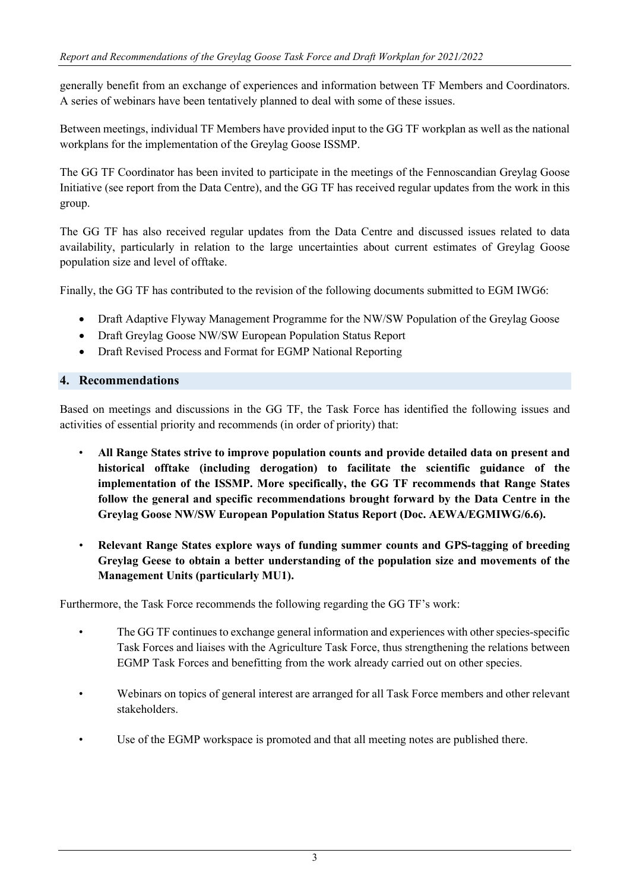generally benefit from an exchange of experiences and information between TF Members and Coordinators. A series of webinars have been tentatively planned to deal with some of these issues.

Between meetings, individual TF Members have provided input to the GG TF workplan as well as the national workplans for the implementation of the Greylag Goose ISSMP.

The GG TF Coordinator has been invited to participate in the meetings of the Fennoscandian Greylag Goose Initiative (see report from the Data Centre), and the GG TF has received regular updates from the work in this group.

The GG TF has also received regular updates from the Data Centre and discussed issues related to data availability, particularly in relation to the large uncertainties about current estimates of Greylag Goose population size and level of offtake.

Finally, the GG TF has contributed to the revision of the following documents submitted to EGM IWG6:

- Draft Adaptive Flyway Management Programme for the NW/SW Population of the Greylag Goose
- Draft Greylag Goose NW/SW European Population Status Report
- Draft Revised Process and Format for EGMP National Reporting

## 4. Recommendations

Based on meetings and discussions in the GG TF, the Task Force has identified the following issues and activities of essential priority and recommends (in order of priority) that:

- **All Range States strive to improve population counts and provide detailed data on present and historical offtake (including derogation) to facilitate the scientific guidance of the implementation of the ISSMP. More specifically, the GG TF recommends that Range States follow the general and specific recommendations brought forward by the Data Centre in the Greylag Goose NW/SW European Population Status Report (Doc. AEWA/EGMIWG/6.6).**

- **Relevant Range States explore ways of funding summer counts and GPS-tagging of breeding Greylag Geese to obtain a better understanding of the population size and movements of the Management Units (particularly MU1).**

Furthermore, the Task Force recommends the following regarding the GG TF's work:

- The GG TF continues to exchange general information and experiences with other species-specific Task Forces and liaises with the Agriculture Task Force, thus strengthening the relations between EGMP Task Forces and benefitting from the work already carried out on other species.

- Webinars on topics of general interest are arranged for all Task Force members and other relevant stakeholders.

- Use of the EGMP workspace is promoted and that all meeting notes are published there.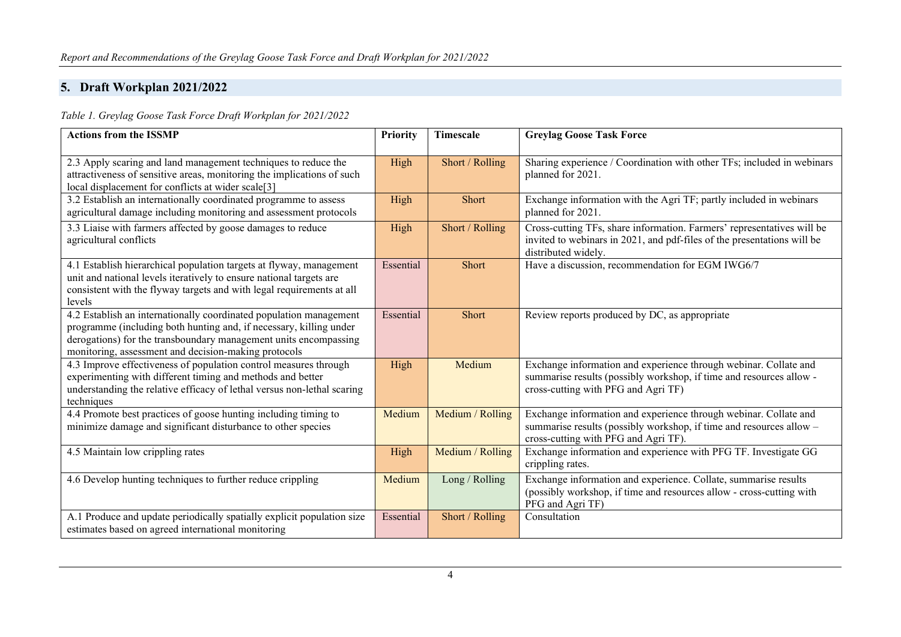## 5. Draft Workplan 2021/2022

*Table 1. Greylag Goose Task Force Draft Workplan for 2021/2022*

| Actions from the ISSMP | Priority | Timescale | Greylag Goose Task Force |
|---|---|---|---|
| 2.3 Apply scaring and land management techniques to reduce the attractiveness of sensitive areas, monitoring the implications of such local displacement for conflicts at wider scale[3] | High | Short / Rolling | Sharing experience / Coordination with other TFs; included in webinars planned for 2021. |
| 3.2 Establish an internationally coordinated programme to assess agricultural damage including monitoring and assessment protocols | High | Short | Exchange information with the Agri TF; partly included in webinars planned for 2021. |
| 3.3 Liaise with farmers affected by goose damages to reduce agricultural conflicts | High | Short / Rolling | Cross-cutting TFs, share information. Farmers' representatives will be invited to webinars in 2021, and pdf-files of the presentations will be distributed widely. |
| 4.1 Establish hierarchical population targets at flyway, management unit and national levels iteratively to ensure national targets are consistent with the flyway targets and with legal requirements at all levels | Essential | Short | Have a discussion, recommendation for EGM IWG6/7 |
| 4.2 Establish an internationally coordinated population management programme (including both hunting and, if necessary, killing under derogations) for the transboundary management units encompassing monitoring, assessment and decision-making protocols | Essential | Short | Review reports produced by DC, as appropriate |
| 4.3 Improve effectiveness of population control measures through experimenting with different timing and methods and better understanding the relative efficacy of lethal versus non-lethal scaring techniques | High | Medium | Exchange information and experience through webinar. Collate and summarise results (possibly workshop, if time and resources allow - cross-cutting with PFG and Agri TF) |
| 4.4 Promote best practices of goose hunting including timing to minimize damage and significant disturbance to other species | Medium | Medium / Rolling | Exchange information and experience through webinar. Collate and summarise results (possibly workshop, if time and resources allow – cross-cutting with PFG and Agri TF). |
| 4.5 Maintain low crippling rates | High | Medium / Rolling | Exchange information and experience with PFG TF. Investigate GG crippling rates. |
| 4.6 Develop hunting techniques to further reduce crippling | Medium | Long / Rolling | Exchange information and experience. Collate, summarise results (possibly workshop, if time and resources allow - cross-cutting with PFG and Agri TF) |
| A.1 Produce and update periodically spatially explicit population size estimates based on agreed international monitoring | Essential | Short / Rolling | Consultation |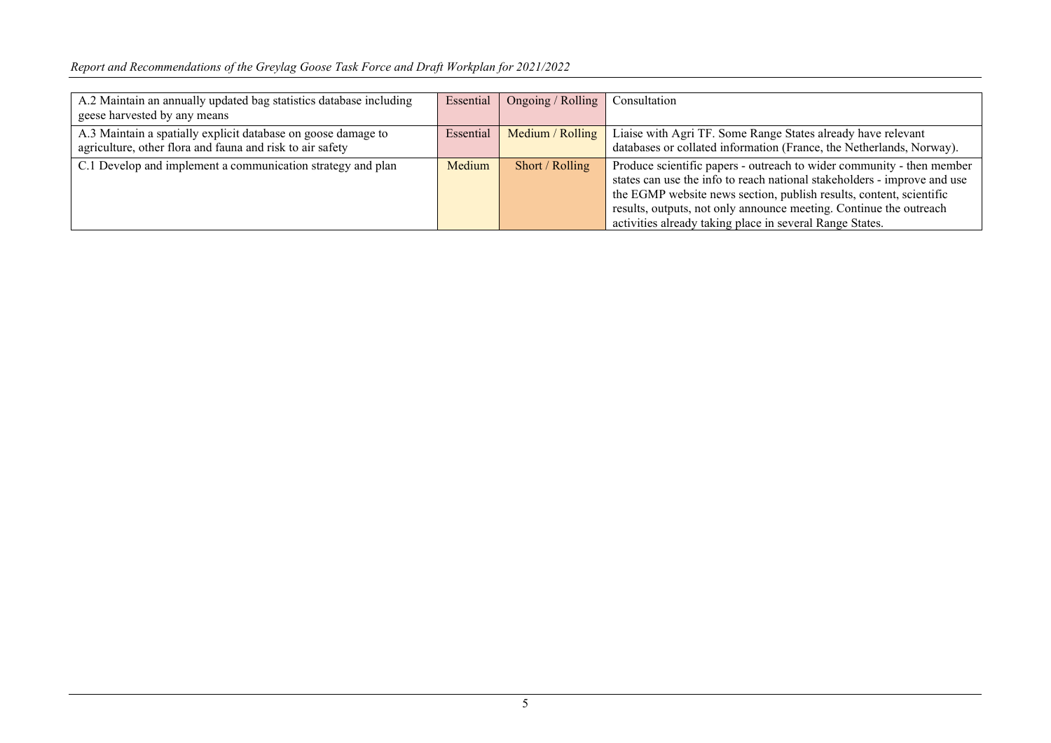| | | | |
|---|---|---|---|
| A.2 Maintain an annually updated bag statistics database including geese harvested by any means | Essential | Ongoing / Rolling | Consultation |
| A.3 Maintain a spatially explicit database on goose damage to agriculture, other flora and fauna and risk to air safety | Essential | Medium / Rolling | Liaise with Agri TF. Some Range States already have relevant databases or collated information (France, the Netherlands, Norway). |
| C.1 Develop and implement a communication strategy and plan | Medium | Short / Rolling | Produce scientific papers - outreach to wider community - then member states can use the info to reach national stakeholders - improve and use the EGMP website news section, publish results, content, scientific results, outputs, not only announce meeting. Continue the outreach activities already taking place in several Range States. |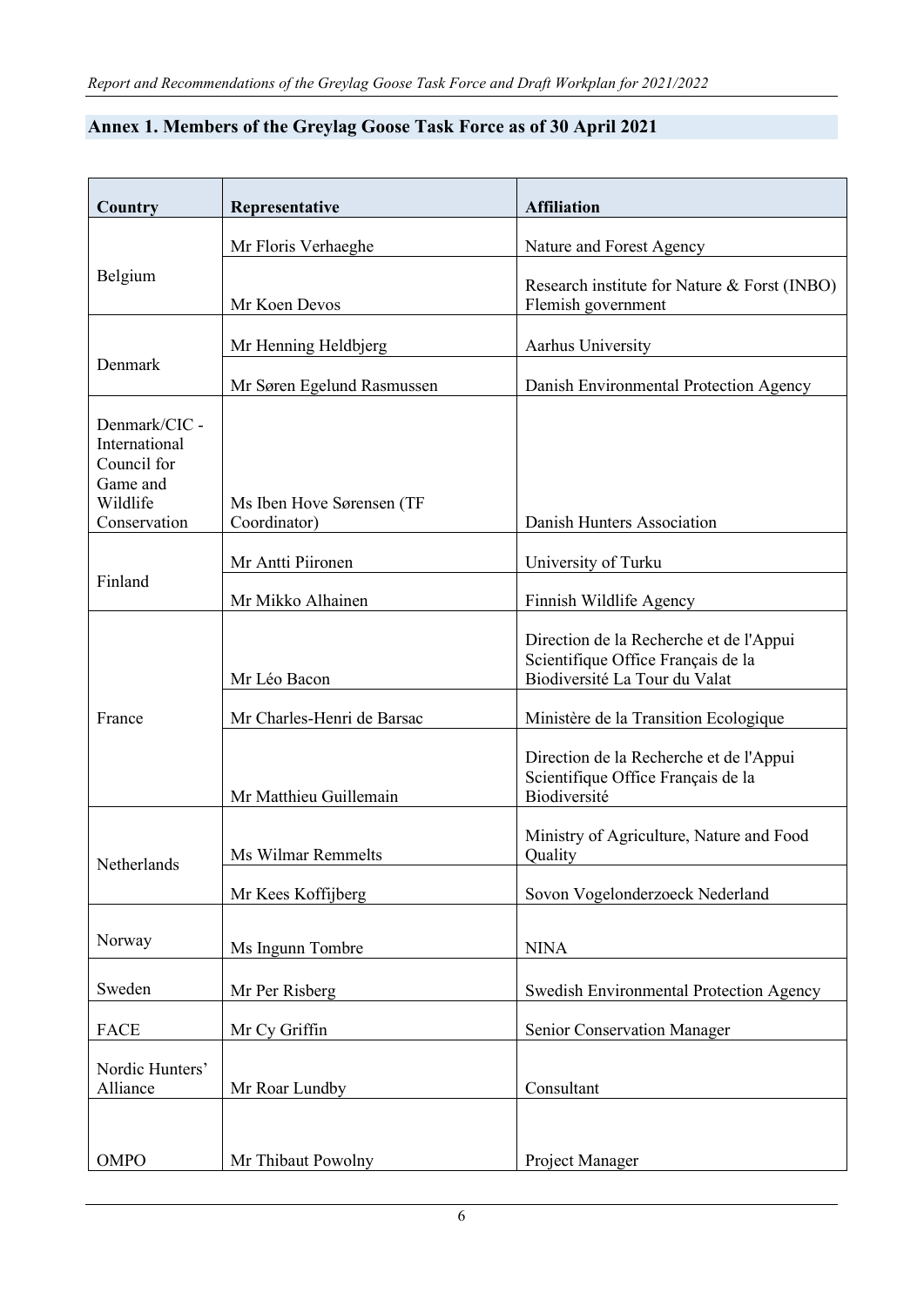## Annex 1. Members of the Greylag Goose Task Force as of 30 April 2021

| Country | Representative | Affiliation |
|---|---|---|
| Belgium | Mr Floris Verhaeghe | Nature and Forest Agency |
| | Mr Koen Devos | Research institute for Nature & Forst (INBO) Flemish government |
| Denmark | Mr Henning Heldbjerg | Aarhus University |
| | Mr Søren Egelund Rasmussen | Danish Environmental Protection Agency |
| Denmark/CIC - International Council for Game and Wildlife Conservation | Ms Iben Hove Sørensen (TF Coordinator) | Danish Hunters Association |
| Finland | Mr Antti Piironen | University of Turku |
| | Mr Mikko Alhainen | Finnish Wildlife Agency |
| France | Mr Léo Bacon | Direction de la Recherche et de l'Appui Scientifique Office Français de la Biodiversité La Tour du Valat |
| | Mr Charles-Henri de Barsac | Ministère de la Transition Ecologique |
| | Mr Matthieu Guillemain | Direction de la Recherche et de l'Appui Scientifique Office Français de la Biodiversité |
| Netherlands | Ms Wilmar Remmelts | Ministry of Agriculture, Nature and Food Quality |
| | Mr Kees Koffijberg | Sovon Vogelonderzoeck Nederland |
| Norway | Ms Ingunn Tombre | NINA |
| Sweden | Mr Per Risberg | Swedish Environmental Protection Agency |
| FACE | Mr Cy Griffin | Senior Conservation Manager |
| Nordic Hunters' Alliance | Mr Roar Lundby | Consultant |
| OMPO | Mr Thibaut Powolny | Project Manager |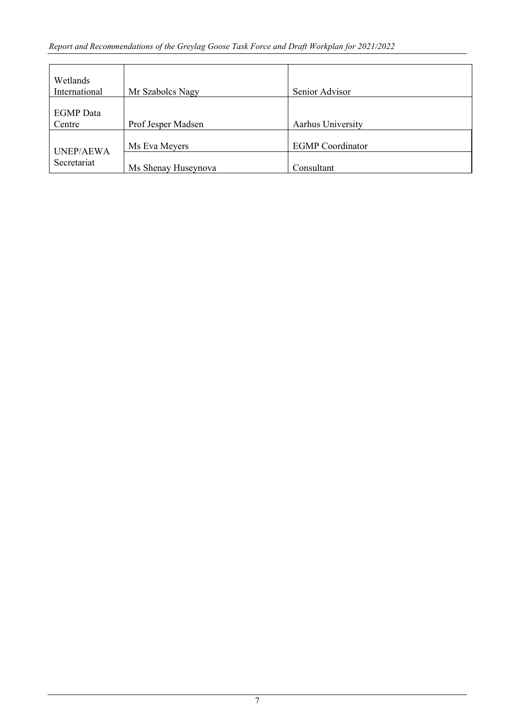| | | |
|---|---|---|
| Wetlands International | Mr Szabolcs Nagy | Senior Advisor |
| EGMP Data Centre | Prof Jesper Madsen | Aarhus University |
| UNEP/AEWA Secretariat | Ms Eva Meyers | EGMP Coordinator |
| | Ms Shenay Huseynova | Consultant |